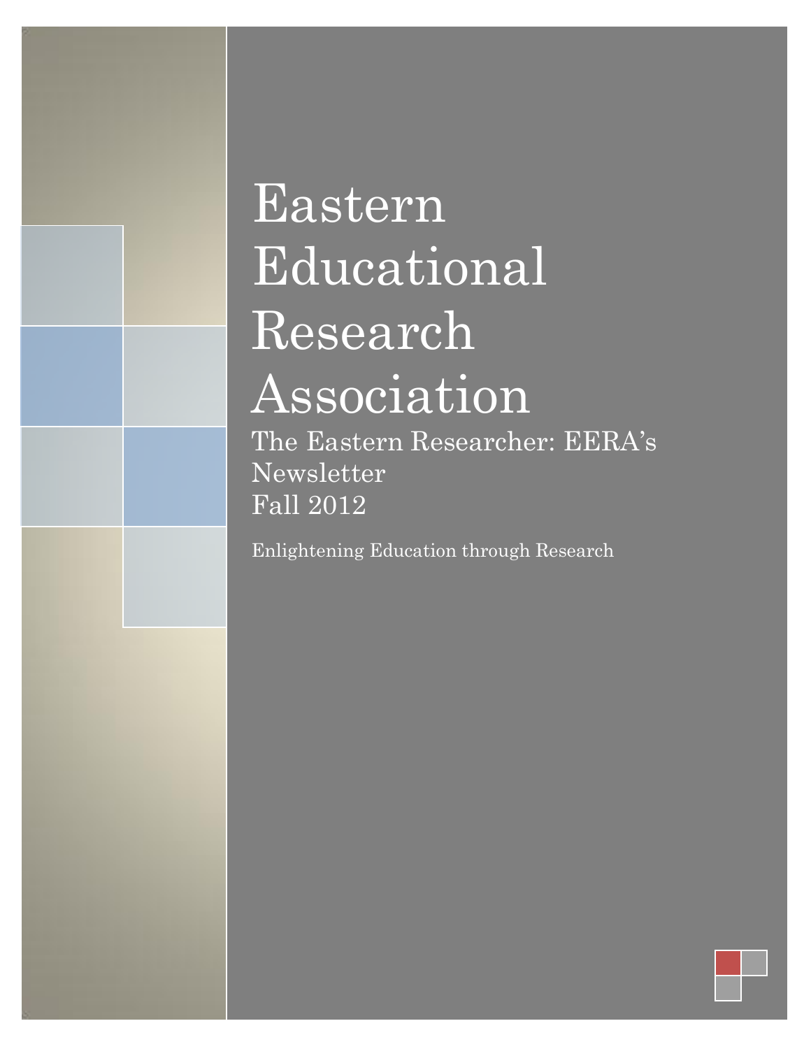# Eastern Educational Research Association

## The Eastern Researcher: EERA's Newsletter
## Fall 2012

Enlightening Education through Research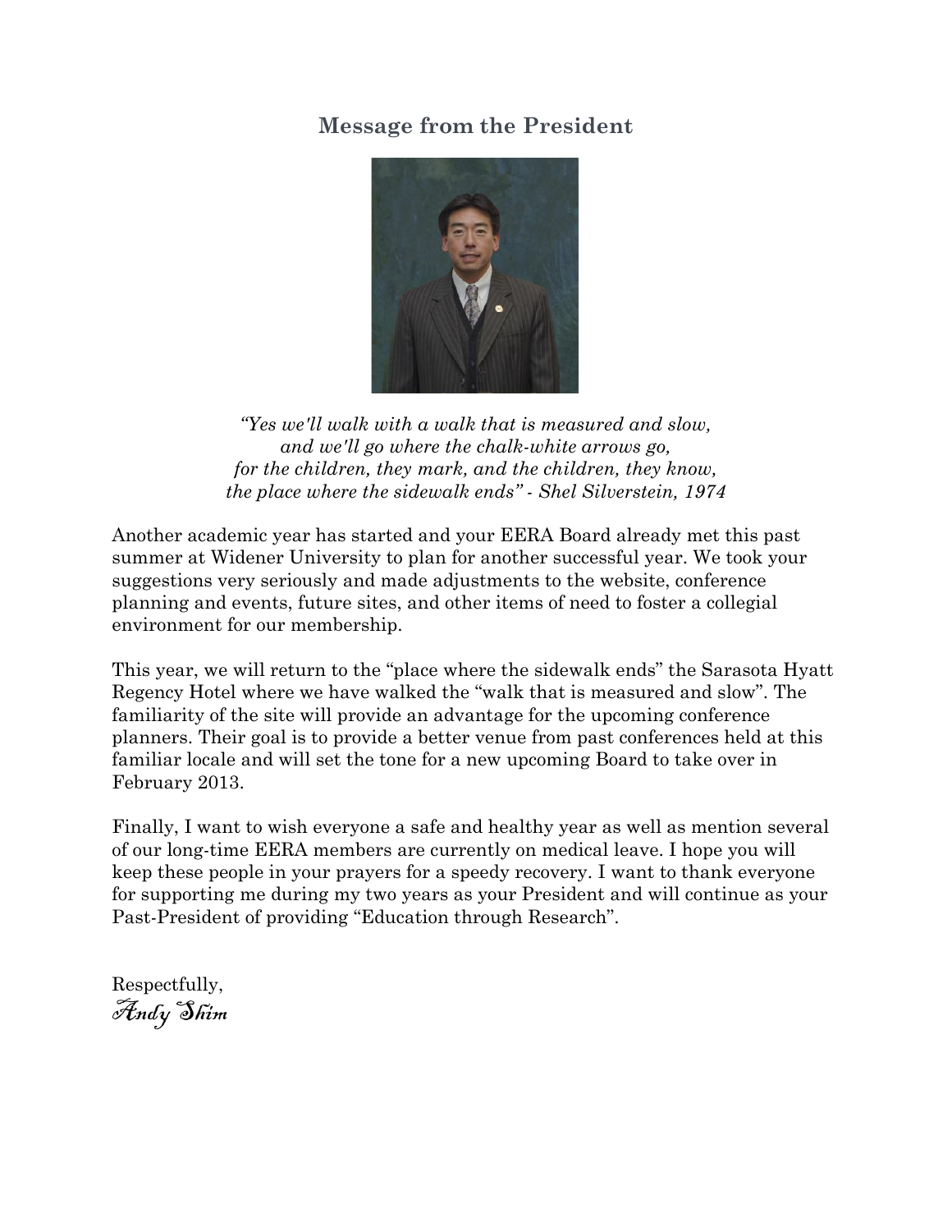# Message from the President

*"Yes we'll walk with a walk that is measured and slow,*
*and we'll go where the chalk-white arrows go,*
*for the children, they mark, and the children, they know,*
*the place where the sidewalk ends" - Shel Silverstein, 1974*

Another academic year has started and your EERA Board already met this past summer at Widener University to plan for another successful year. We took your suggestions very seriously and made adjustments to the website, conference planning and events, future sites, and other items of need to foster a collegial environment for our membership.

This year, we will return to the "place where the sidewalk ends" the Sarasota Hyatt Regency Hotel where we have walked the "walk that is measured and slow". The familiarity of the site will provide an advantage for the upcoming conference planners. Their goal is to provide a better venue from past conferences held at this familiar locale and will set the tone for a new upcoming Board to take over in February 2013.

Finally, I want to wish everyone a safe and healthy year as well as mention several of our long-time EERA members are currently on medical leave. I hope you will keep these people in your prayers for a speedy recovery. I want to thank everyone for supporting me during my two years as your President and will continue as your Past-President of providing "Education through Research".

Respectfully,
*Andy Shim*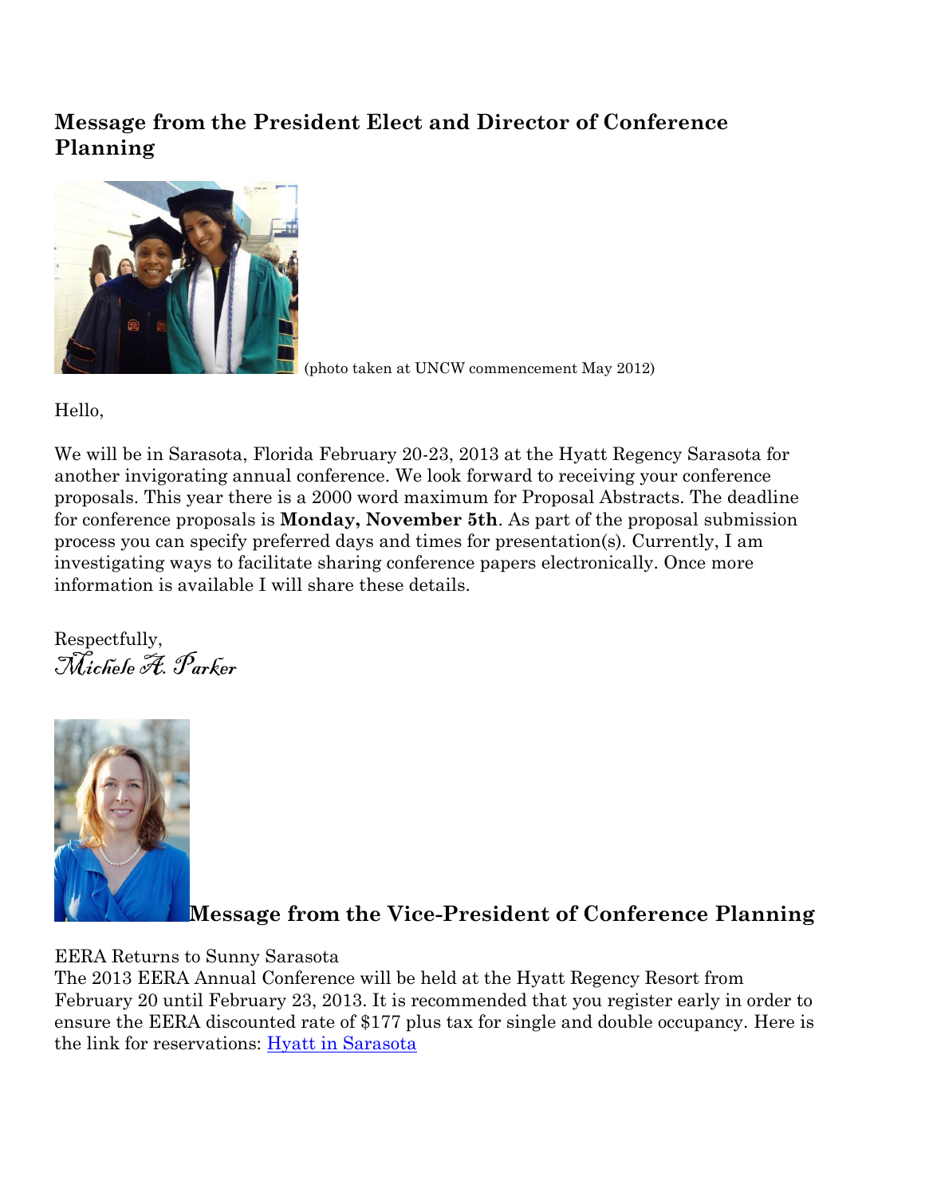## Message from the President Elect and Director of Conference Planning

(photo taken at UNCW commencement May 2012)

Hello,

We will be in Sarasota, Florida February 20-23, 2013 at the Hyatt Regency Sarasota for another invigorating annual conference. We look forward to receiving your conference proposals. This year there is a 2000 word maximum for Proposal Abstracts. The deadline for conference proposals is **Monday, November 5th**. As part of the proposal submission process you can specify preferred days and times for presentation(s). Currently, I am investigating ways to facilitate sharing conference papers electronically. Once more information is available I will share these details.

Respectfully,
*Michele A. Parker*

## Message from the Vice-President of Conference Planning

EERA Returns to Sunny Sarasota
The 2013 EERA Annual Conference will be held at the Hyatt Regency Resort from February 20 until February 23, 2013. It is recommended that you register early in order to ensure the EERA discounted rate of $177 plus tax for single and double occupancy. Here is the link for reservations: Hyatt in Sarasota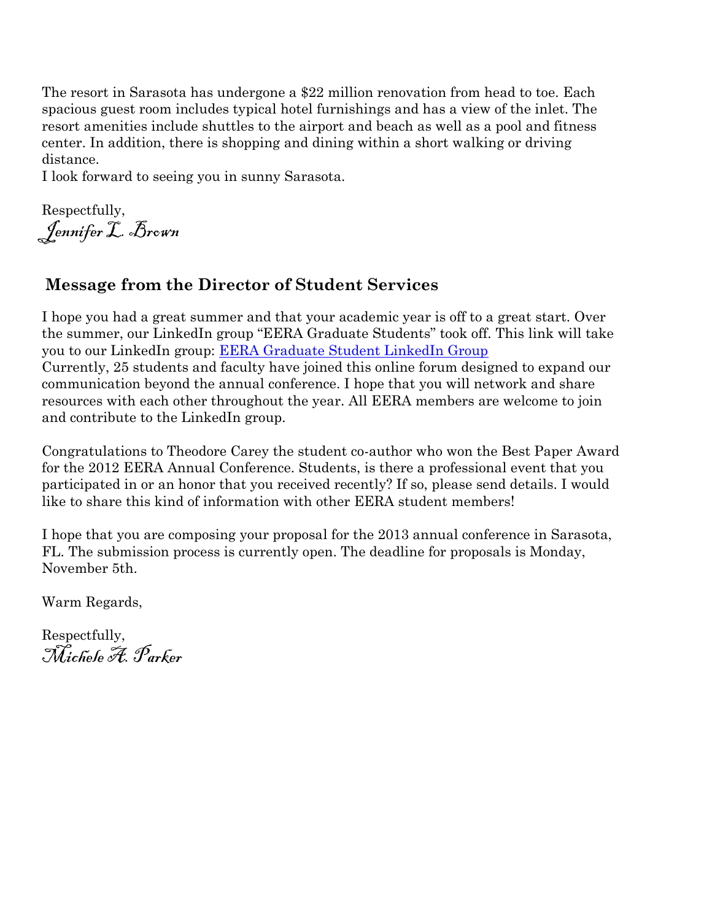The resort in Sarasota has undergone a $22 million renovation from head to toe. Each spacious guest room includes typical hotel furnishings and has a view of the inlet. The resort amenities include shuttles to the airport and beach as well as a pool and fitness center. In addition, there is shopping and dining within a short walking or driving distance.
I look forward to seeing you in sunny Sarasota.

Respectfully,
*Jennifer L. Brown*

## Message from the Director of Student Services

I hope you had a great summer and that your academic year is off to a great start. Over the summer, our LinkedIn group "EERA Graduate Students" took off. This link will take you to our LinkedIn group: [EERA Graduate Student LinkedIn Group]()
Currently, 25 students and faculty have joined this online forum designed to expand our communication beyond the annual conference. I hope that you will network and share resources with each other throughout the year. All EERA members are welcome to join and contribute to the LinkedIn group.

Congratulations to Theodore Carey the student co-author who won the Best Paper Award for the 2012 EERA Annual Conference. Students, is there a professional event that you participated in or an honor that you received recently? If so, please send details. I would like to share this kind of information with other EERA student members!

I hope that you are composing your proposal for the 2013 annual conference in Sarasota, FL. The submission process is currently open. The deadline for proposals is Monday, November 5th.

Warm Regards,

Respectfully,
*Michele A. Parker*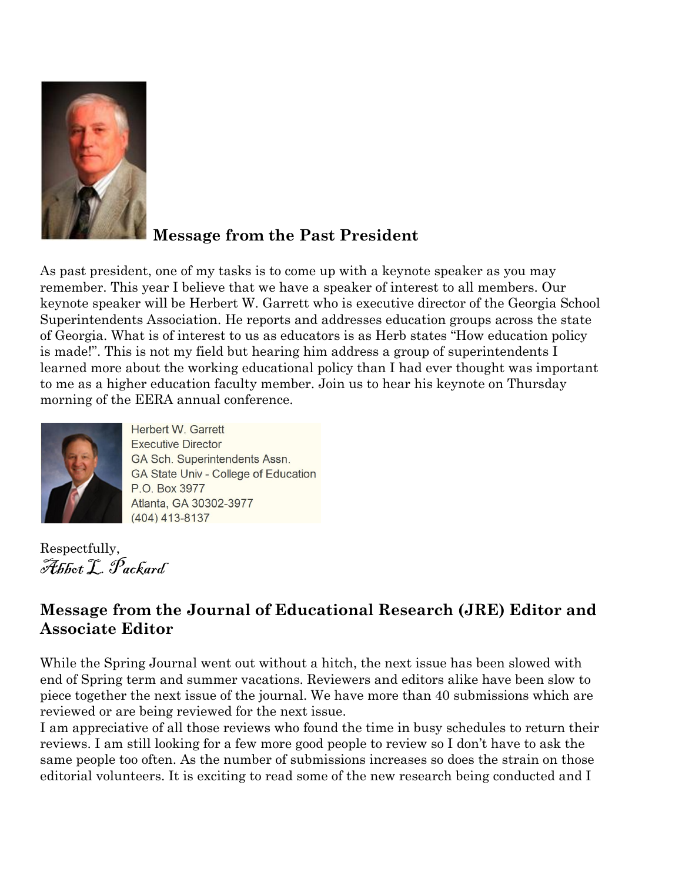## Message from the Past President

As past president, one of my tasks is to come up with a keynote speaker as you may remember. This year I believe that we have a speaker of interest to all members. Our keynote speaker will be Herbert W. Garrett who is executive director of the Georgia School Superintendents Association. He reports and addresses education groups across the state of Georgia. What is of interest to us as educators is as Herb states "How education policy is made!". This is not my field but hearing him address a group of superintendents I learned more about the working educational policy than I had ever thought was important to me as a higher education faculty member. Join us to hear his keynote on Thursday morning of the EERA annual conference.

Herbert W. Garrett
Executive Director
GA Sch. Superintendents Assn.
GA State Univ - College of Education
P.O. Box 3977
Atlanta, GA 30302-3977
(404) 413-8137

Respectfully,
*Abbot L. Packard*

## Message from the Journal of Educational Research (JRE) Editor and Associate Editor

While the Spring Journal went out without a hitch, the next issue has been slowed with end of Spring term and summer vacations. Reviewers and editors alike have been slow to piece together the next issue of the journal. We have more than 40 submissions which are reviewed or are being reviewed for the next issue.

I am appreciative of all those reviews who found the time in busy schedules to return their reviews. I am still looking for a few more good people to review so I don't have to ask the same people too often. As the number of submissions increases so does the strain on those editorial volunteers. It is exciting to read some of the new research being conducted and I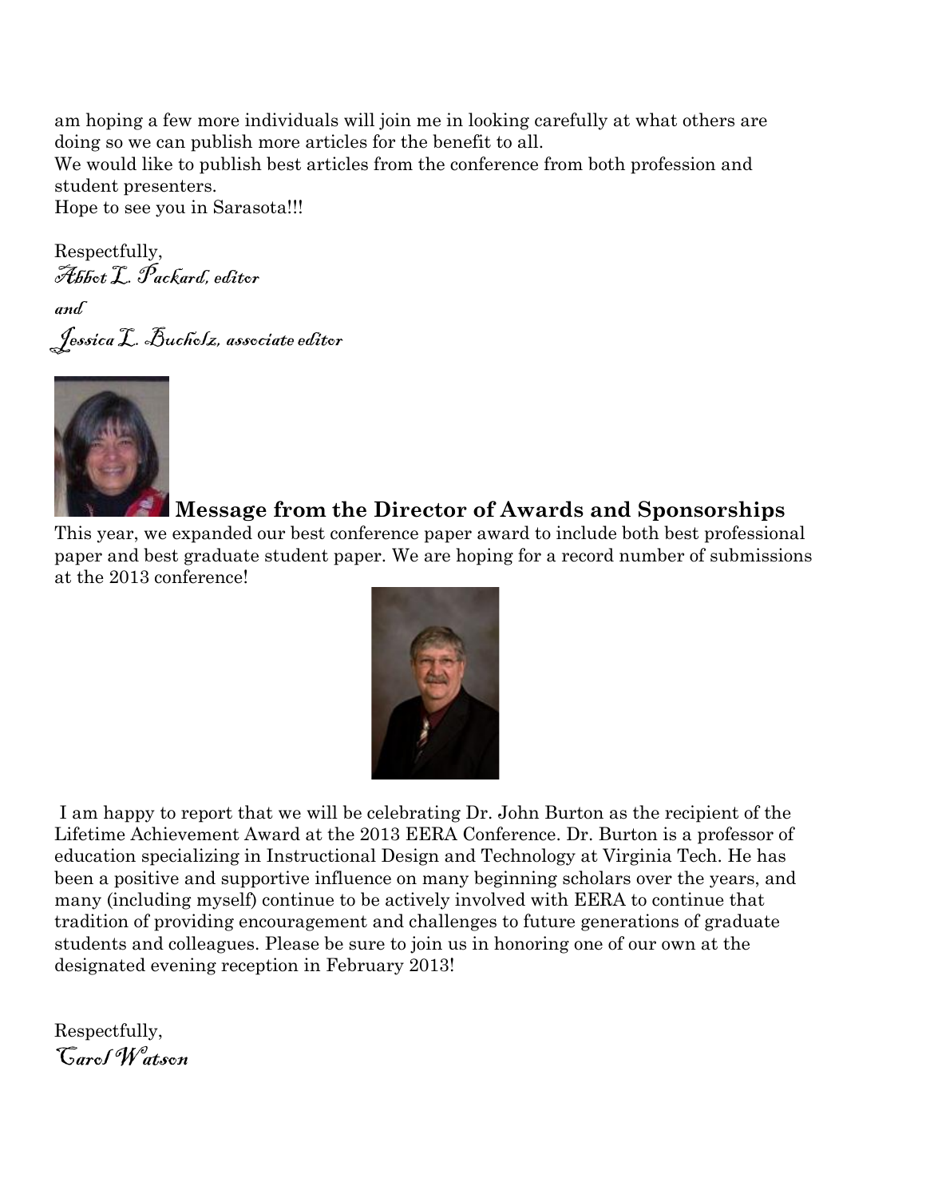am hoping a few more individuals will join me in looking carefully at what others are doing so we can publish more articles for the benefit to all.

We would like to publish best articles from the conference from both profession and student presenters.

Hope to see you in Sarasota!!!

Respectfully,

*Abbot L. Packard, editor*

*and*

*Jessica L. Bucholz, associate editor*

## Message from the Director of Awards and Sponsorships

This year, we expanded our best conference paper award to include both best professional paper and best graduate student paper. We are hoping for a record number of submissions at the 2013 conference!

I am happy to report that we will be celebrating Dr. John Burton as the recipient of the Lifetime Achievement Award at the 2013 EERA Conference. Dr. Burton is a professor of education specializing in Instructional Design and Technology at Virginia Tech. He has been a positive and supportive influence on many beginning scholars over the years, and many (including myself) continue to be actively involved with EERA to continue that tradition of providing encouragement and challenges to future generations of graduate students and colleagues. Please be sure to join us in honoring one of our own at the designated evening reception in February 2013!

Respectfully,

*Carol Watson*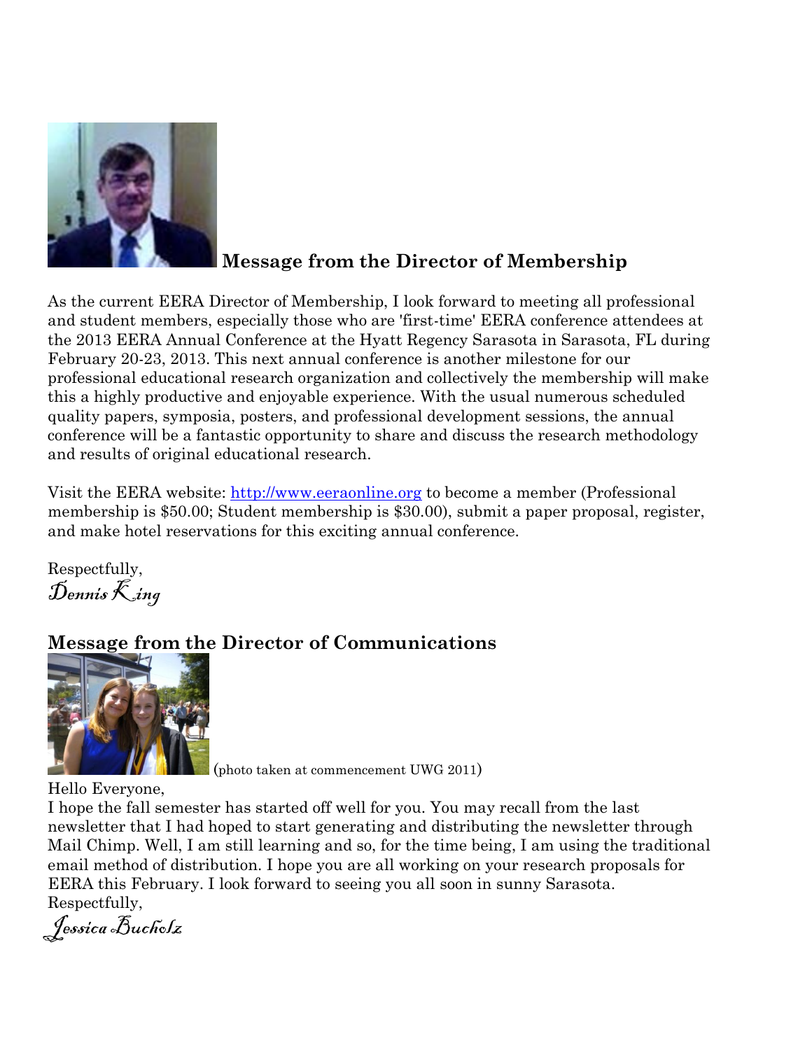## Message from the Director of Membership

As the current EERA Director of Membership, I look forward to meeting all professional and student members, especially those who are 'first-time' EERA conference attendees at the 2013 EERA Annual Conference at the Hyatt Regency Sarasota in Sarasota, FL during February 20-23, 2013. This next annual conference is another milestone for our professional educational research organization and collectively the membership will make this a highly productive and enjoyable experience. With the usual numerous scheduled quality papers, symposia, posters, and professional development sessions, the annual conference will be a fantastic opportunity to share and discuss the research methodology and results of original educational research.

Visit the EERA website: [http://www.eeraonline.org](http://www.eeraonline.org) to become a member (Professional membership is $50.00; Student membership is $30.00), submit a paper proposal, register, and make hotel reservations for this exciting annual conference.

Respectfully,
*Dennis King*

## Message from the Director of Communications

(photo taken at commencement UWG 2011)

Hello Everyone,
I hope the fall semester has started off well for you. You may recall from the last newsletter that I had hoped to start generating and distributing the newsletter through Mail Chimp. Well, I am still learning and so, for the time being, I am using the traditional email method of distribution. I hope you are all working on your research proposals for EERA this February. I look forward to seeing you all soon in sunny Sarasota.
Respectfully,
*Jessica Bucholz*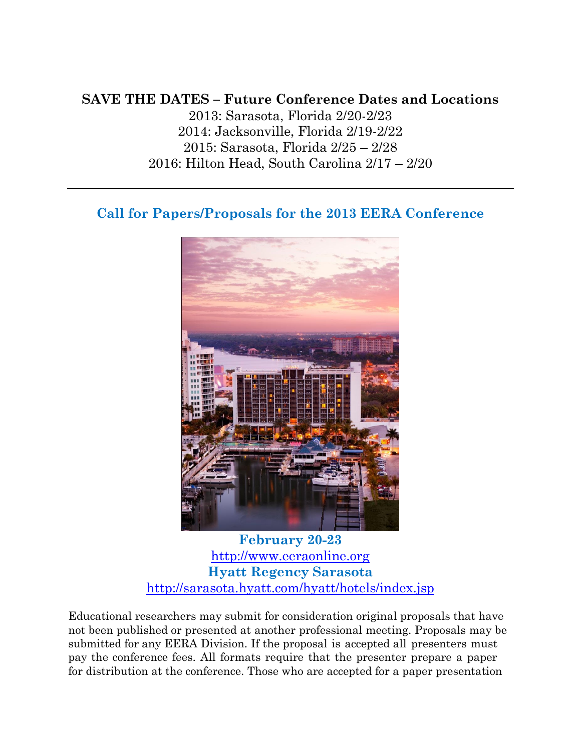**SAVE THE DATES – Future Conference Dates and Locations**

2013: Sarasota, Florida 2/20-2/23
2014: Jacksonville, Florida 2/19-2/22
2015: Sarasota, Florida 2/25 – 2/28
2016: Hilton Head, South Carolina 2/17 – 2/20

---

## Call for Papers/Proposals for the 2013 EERA Conference

**February 20-23**
http://www.eeraonline.org
**Hyatt Regency Sarasota**
http://sarasota.hyatt.com/hyatt/hotels/index.jsp

Educational researchers may submit for consideration original proposals that have not been published or presented at another professional meeting. Proposals may be submitted for any EERA Division. If the proposal is accepted all presenters must pay the conference fees. All formats require that the presenter prepare a paper for distribution at the conference. Those who are accepted for a paper presentation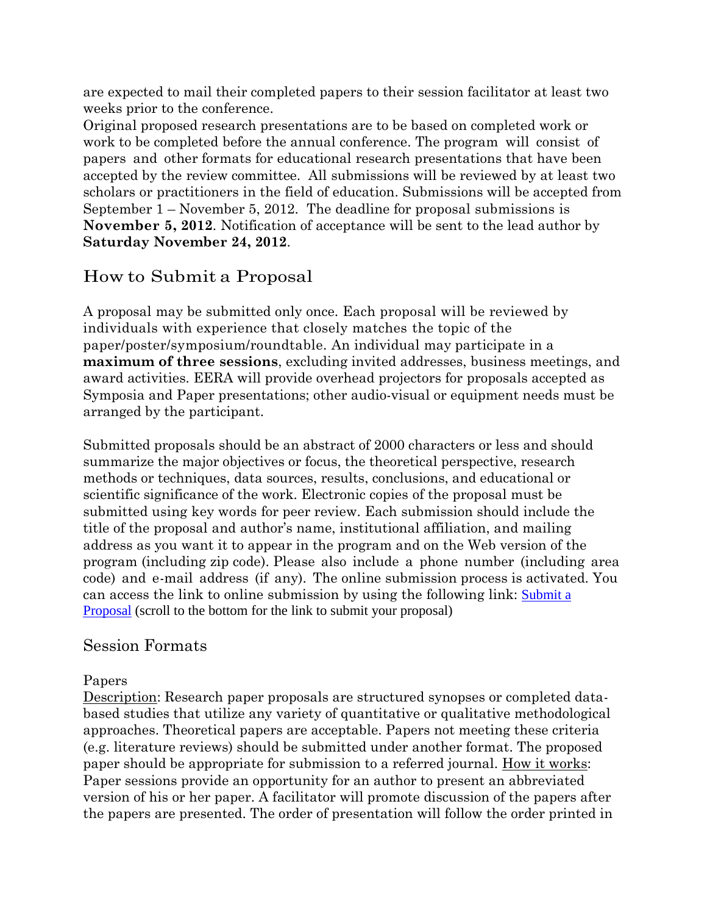are expected to mail their completed papers to their session facilitator at least two weeks prior to the conference.

Original proposed research presentations are to be based on completed work or work to be completed before the annual conference. The program will consist of papers and other formats for educational research presentations that have been accepted by the review committee. All submissions will be reviewed by at least two scholars or practitioners in the field of education. Submissions will be accepted from September 1 – November 5, 2012. The deadline for proposal submissions is **November 5, 2012**. Notification of acceptance will be sent to the lead author by **Saturday November 24, 2012**.

## How to Submit a Proposal

A proposal may be submitted only once. Each proposal will be reviewed by individuals with experience that closely matches the topic of the paper/poster/symposium/roundtable. An individual may participate in a **maximum of three sessions**, excluding invited addresses, business meetings, and award activities. EERA will provide overhead projectors for proposals accepted as Symposia and Paper presentations; other audio-visual or equipment needs must be arranged by the participant.

Submitted proposals should be an abstract of 2000 characters or less and should summarize the major objectives or focus, the theoretical perspective, research methods or techniques, data sources, results, conclusions, and educational or scientific significance of the work. Electronic copies of the proposal must be submitted using key words for peer review. Each submission should include the title of the proposal and author's name, institutional affiliation, and mailing address as you want it to appear in the program and on the Web version of the program (including zip code). Please also include a phone number (including area code) and e-mail address (if any). The online submission process is activated. You can access the link to online submission by using the following link: Submit a Proposal (scroll to the bottom for the link to submit your proposal)

## Session Formats

Papers

Description: Research paper proposals are structured synopses or completed data-based studies that utilize any variety of quantitative or qualitative methodological approaches. Theoretical papers are acceptable. Papers not meeting these criteria (e.g. literature reviews) should be submitted under another format. The proposed paper should be appropriate for submission to a referred journal. How it works: Paper sessions provide an opportunity for an author to present an abbreviated version of his or her paper. A facilitator will promote discussion of the papers after the papers are presented. The order of presentation will follow the order printed in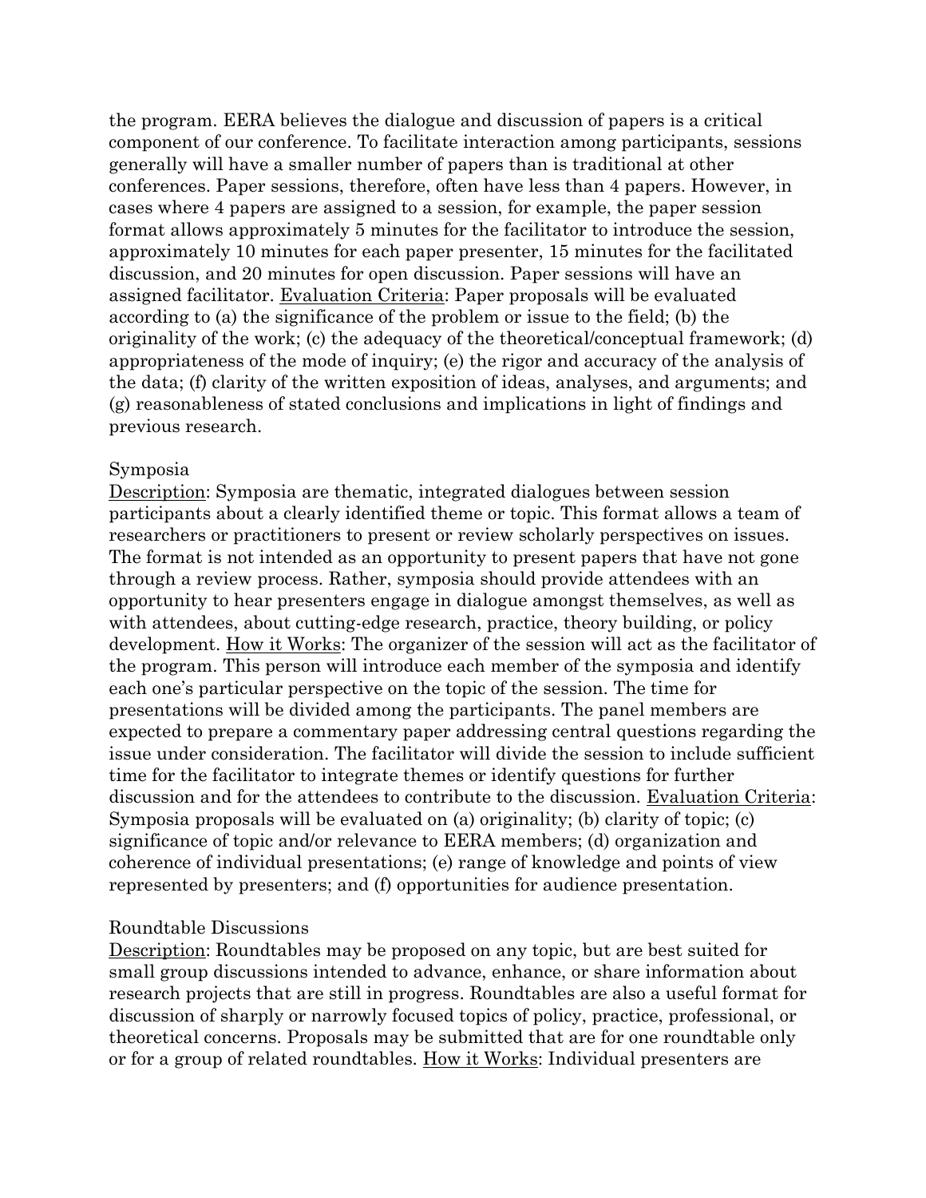the program. EERA believes the dialogue and discussion of papers is a critical component of our conference. To facilitate interaction among participants, sessions generally will have a smaller number of papers than is traditional at other conferences. Paper sessions, therefore, often have less than 4 papers. However, in cases where 4 papers are assigned to a session, for example, the paper session format allows approximately 5 minutes for the facilitator to introduce the session, approximately 10 minutes for each paper presenter, 15 minutes for the facilitated discussion, and 20 minutes for open discussion. Paper sessions will have an assigned facilitator. <u>Evaluation Criteria</u>: Paper proposals will be evaluated according to (a) the significance of the problem or issue to the field; (b) the originality of the work; (c) the adequacy of the theoretical/conceptual framework; (d) appropriateness of the mode of inquiry; (e) the rigor and accuracy of the analysis of the data; (f) clarity of the written exposition of ideas, analyses, and arguments; and (g) reasonableness of stated conclusions and implications in light of findings and previous research.

Symposia

<u>Description</u>: Symposia are thematic, integrated dialogues between session participants about a clearly identified theme or topic. This format allows a team of researchers or practitioners to present or review scholarly perspectives on issues. The format is not intended as an opportunity to present papers that have not gone through a review process. Rather, symposia should provide attendees with an opportunity to hear presenters engage in dialogue amongst themselves, as well as with attendees, about cutting-edge research, practice, theory building, or policy development. <u>How it Works</u>: The organizer of the session will act as the facilitator of the program. This person will introduce each member of the symposia and identify each one's particular perspective on the topic of the session. The time for presentations will be divided among the participants. The panel members are expected to prepare a commentary paper addressing central questions regarding the issue under consideration. The facilitator will divide the session to include sufficient time for the facilitator to integrate themes or identify questions for further discussion and for the attendees to contribute to the discussion. <u>Evaluation Criteria</u>: Symposia proposals will be evaluated on (a) originality; (b) clarity of topic; (c) significance of topic and/or relevance to EERA members; (d) organization and coherence of individual presentations; (e) range of knowledge and points of view represented by presenters; and (f) opportunities for audience presentation.

Roundtable Discussions

<u>Description</u>: Roundtables may be proposed on any topic, but are best suited for small group discussions intended to advance, enhance, or share information about research projects that are still in progress. Roundtables are also a useful format for discussion of sharply or narrowly focused topics of policy, practice, professional, or theoretical concerns. Proposals may be submitted that are for one roundtable only or for a group of related roundtables. <u>How it Works</u>: Individual presenters are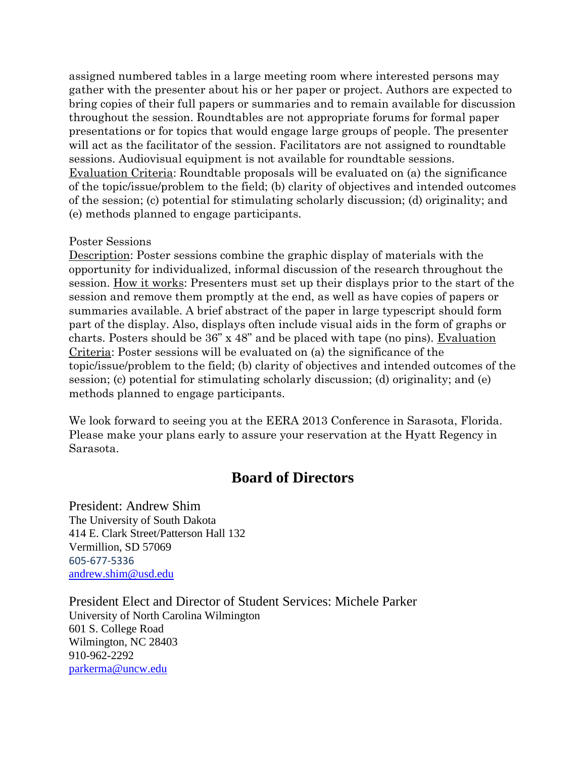assigned numbered tables in a large meeting room where interested persons may gather with the presenter about his or her paper or project. Authors are expected to bring copies of their full papers or summaries and to remain available for discussion throughout the session. Roundtables are not appropriate forums for formal paper presentations or for topics that would engage large groups of people. The presenter will act as the facilitator of the session. Facilitators are not assigned to roundtable sessions. Audiovisual equipment is not available for roundtable sessions.
Evaluation Criteria: Roundtable proposals will be evaluated on (a) the significance of the topic/issue/problem to the field; (b) clarity of objectives and intended outcomes of the session; (c) potential for stimulating scholarly discussion; (d) originality; and (e) methods planned to engage participants.

Poster Sessions
Description: Poster sessions combine the graphic display of materials with the opportunity for individualized, informal discussion of the research throughout the session. How it works: Presenters must set up their displays prior to the start of the session and remove them promptly at the end, as well as have copies of papers or summaries available. A brief abstract of the paper in large typescript should form part of the display. Also, displays often include visual aids in the form of graphs or charts. Posters should be 36" x 48" and be placed with tape (no pins). Evaluation Criteria: Poster sessions will be evaluated on (a) the significance of the topic/issue/problem to the field; (b) clarity of objectives and intended outcomes of the session; (c) potential for stimulating scholarly discussion; (d) originality; and (e) methods planned to engage participants.

We look forward to seeing you at the EERA 2013 Conference in Sarasota, Florida. Please make your plans early to assure your reservation at the Hyatt Regency in Sarasota.

## Board of Directors

President: Andrew Shim
The University of South Dakota
414 E. Clark Street/Patterson Hall 132
Vermillion, SD 57069
605-677-5336
andrew.shim@usd.edu

President Elect and Director of Student Services: Michele Parker
University of North Carolina Wilmington
601 S. College Road
Wilmington, NC 28403
910-962-2292
parkerma@uncw.edu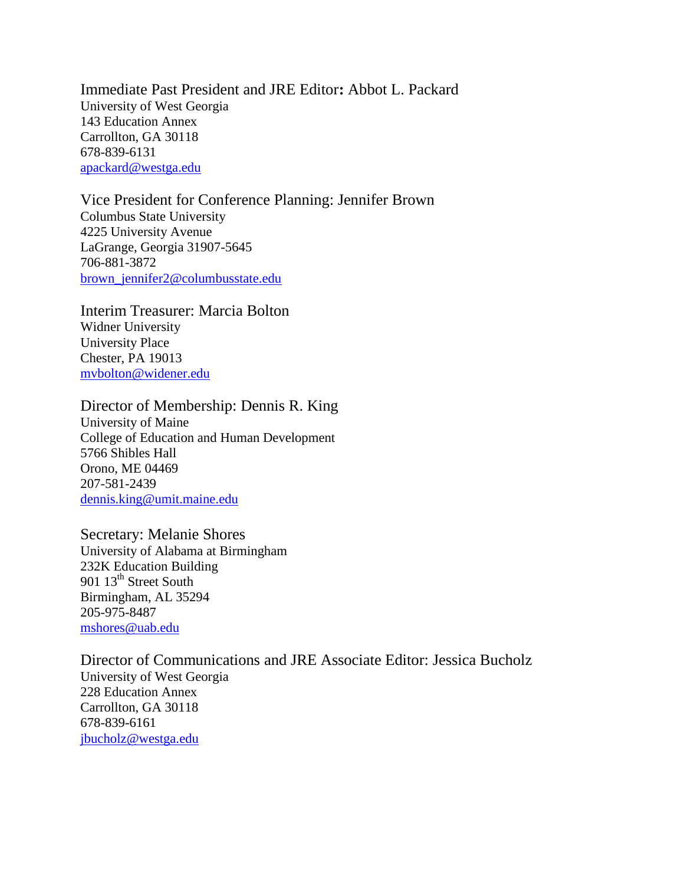Immediate Past President and JRE Editor**:** Abbot L. Packard
University of West Georgia
143 Education Annex
Carrollton, GA 30118
678-839-6131
apackard@westga.edu

Vice President for Conference Planning: Jennifer Brown
Columbus State University
4225 University Avenue
LaGrange, Georgia 31907-5645
706-881-3872
brown_jennifer2@columbusstate.edu

Interim Treasurer: Marcia Bolton
Widner University
University Place
Chester, PA 19013
mvbolton@widener.edu

Director of Membership: Dennis R. King
University of Maine
College of Education and Human Development
5766 Shibles Hall
Orono, ME 04469
207-581-2439
dennis.king@umit.maine.edu

Secretary: Melanie Shores
University of Alabama at Birmingham
232K Education Building
901 13th Street South
Birmingham, AL 35294
205-975-8487
mshores@uab.edu

Director of Communications and JRE Associate Editor: Jessica Bucholz
University of West Georgia
228 Education Annex
Carrollton, GA 30118
678-839-6161
jbucholz@westga.edu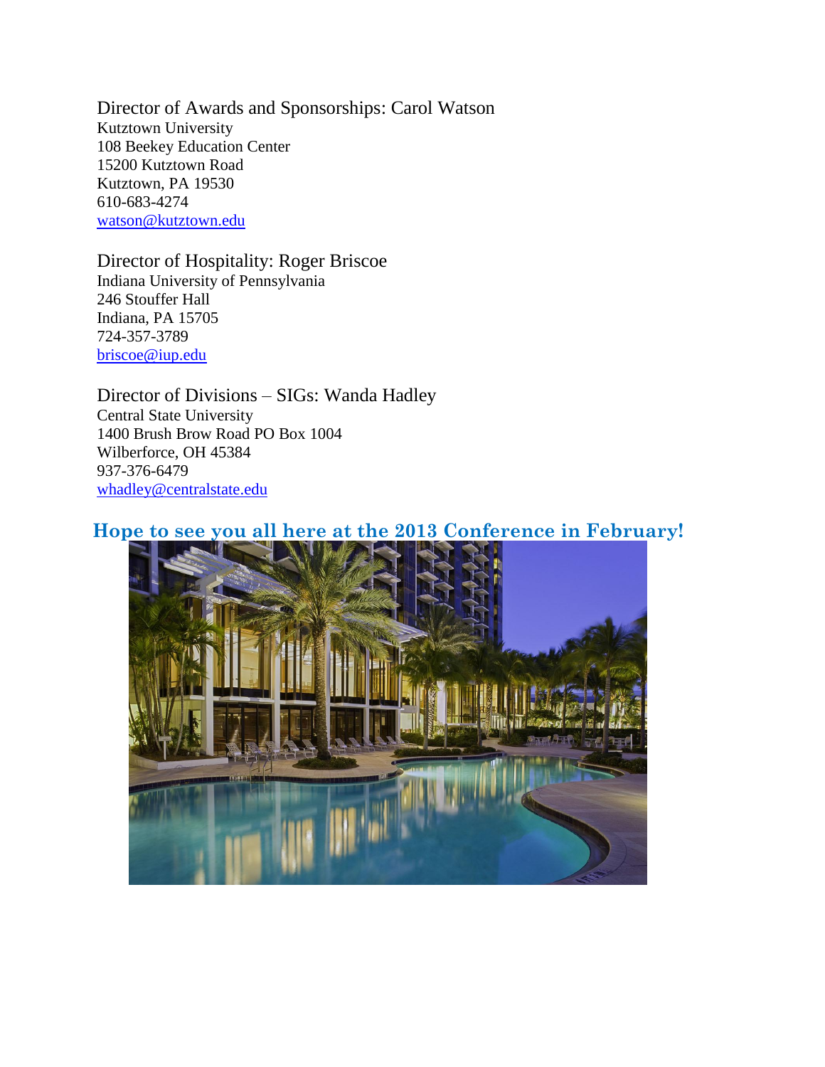Director of Awards and Sponsorships: Carol Watson
Kutztown University
108 Beekey Education Center
15200 Kutztown Road
Kutztown, PA 19530
610-683-4274
watson@kutztown.edu

Director of Hospitality: Roger Briscoe
Indiana University of Pennsylvania
246 Stouffer Hall
Indiana, PA 15705
724-357-3789
briscoe@iup.edu

Director of Divisions – SIGs: Wanda Hadley
Central State University
1400 Brush Brow Road PO Box 1004
Wilberforce, OH 45384
937-376-6479
whadley@centralstate.edu

## Hope to see you all here at the 2013 Conference in February!